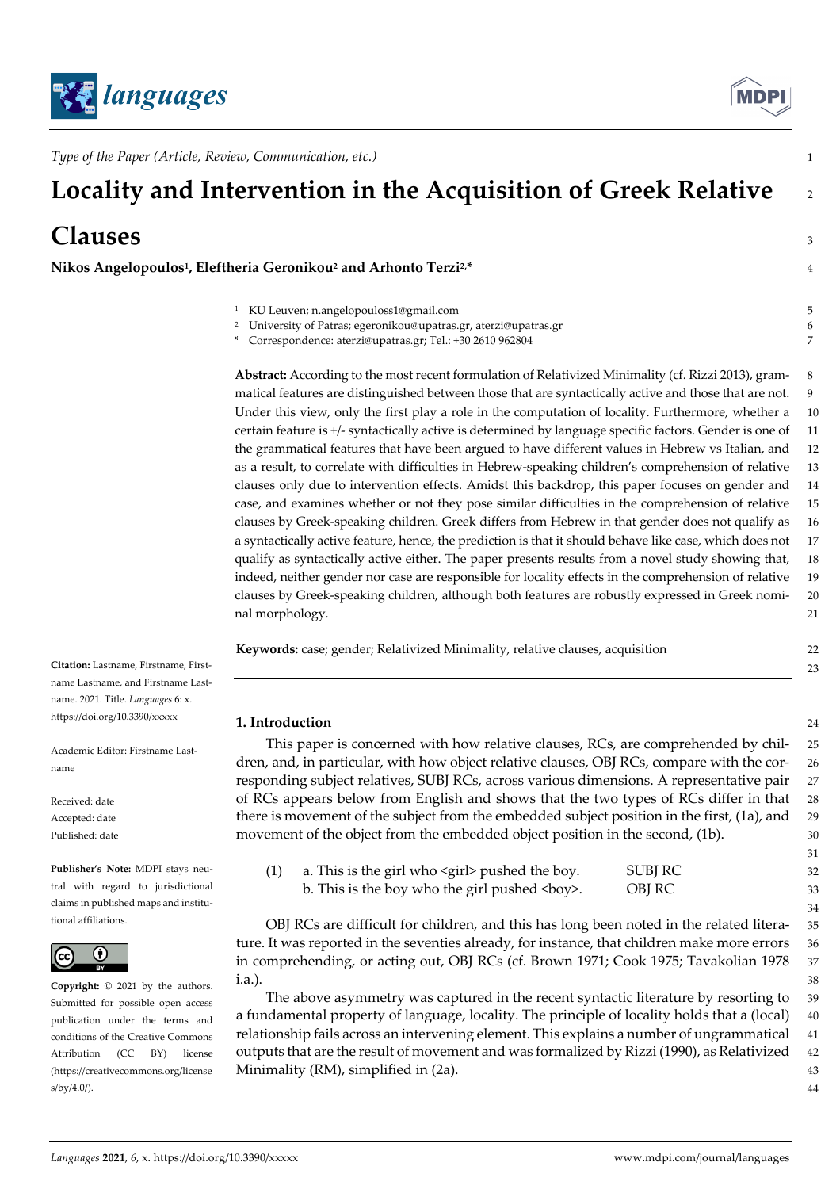*Type of the Paper (Article, Review, Communication, etc.)*

# Locality and Intervention in the Acquisition of Greek Relative Clauses

**Nikos Angelopoulos[1], Eleftheria Geronikou[2] and Arhonto Terzi[2,*]**

[1] KU Leuven; n.angelopouloss1@gmail.com
[2] University of Patras; egeronikou@upatras.gr, aterzi@upatras.gr
[*] Correspondence: aterzi@upatras.gr; Tel.: +30 2610 962804

**Abstract:** According to the most recent formulation of Relativized Minimality (cf. Rizzi 2013), grammatical features are distinguished between those that are syntactically active and those that are not. Under this view, only the first play a role in the computation of locality. Furthermore, whether a certain feature is +/- syntactically active is determined by language specific factors. Gender is one of the grammatical features that have been argued to have different values in Hebrew vs Italian, and as a result, to correlate with difficulties in Hebrew-speaking children's comprehension of relative clauses only due to intervention effects. Amidst this backdrop, this paper focuses on gender and case, and examines whether or not they pose similar difficulties in the comprehension of relative clauses by Greek-speaking children. Greek differs from Hebrew in that gender does not qualify as a syntactically active feature, hence, the prediction is that it should behave like case, which does not qualify as syntactically active either. The paper presents results from a novel study showing that, indeed, neither gender nor case are responsible for locality effects in the comprehension of relative clauses by Greek-speaking children, although both features are robustly expressed in Greek nominal morphology.

**Keywords:** case; gender; Relativized Minimality, relative clauses, acquisition

**Citation:** Lastname, Firstname, Firstname Lastname, and Firstname Lastname. 2021. Title. *Languages* 6: x. https://doi.org/10.3390/xxxxx

Academic Editor: Firstname Lastname

Received: date
Accepted: date
Published: date

**Publisher's Note:** MDPI stays neutral with regard to jurisdictional claims in published maps and institutional affiliations.

**Copyright:** © 2021 by the authors. Submitted for possible open access publication under the terms and conditions of the Creative Commons Attribution (CC BY) license (https://creativecommons.org/licenses/by/4.0/).

## 1. Introduction

This paper is concerned with how relative clauses, RCs, are comprehended by children, and, in particular, with how object relative clauses, OBJ RCs, compare with the corresponding subject relatives, SUBJ RCs, across various dimensions. A representative pair of RCs appears below from English and shows that the two types of RCs differ in that there is movement of the subject from the embedded subject position in the first, (1a), and movement of the object from the embedded object position in the second, (1b).

(1) a. This is the girl who <girl> pushed the boy. SUBJ RC
b. This is the boy who the girl pushed <boy>. OBJ RC

OBJ RCs are difficult for children, and this has long been noted in the related literature. It was reported in the seventies already, for instance, that children make more errors in comprehending, or acting out, OBJ RCs (cf. Brown 1971; Cook 1975; Tavakolian 1978 i.a.).

The above asymmetry was captured in the recent syntactic literature by resorting to a fundamental property of language, locality. The principle of locality holds that a (local) relationship fails across an intervening element. This explains a number of ungrammatical outputs that are the result of movement and was formalized by Rizzi (1990), as Relativized Minimality (RM), simplified in (2a).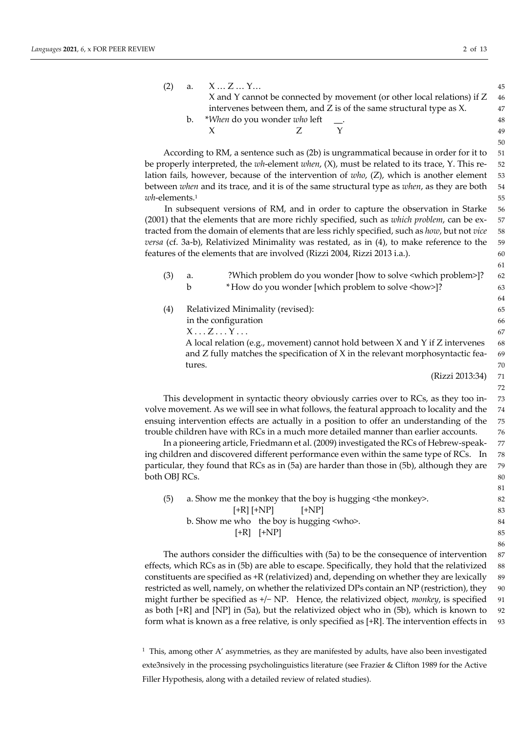(2) a. X … Z … Y…

X and Y cannot be connected by movement (or other local relations) if Z intervenes between them, and Z is of the same structural type as X.

b. **When* do you wonder *who* left __.
   X Z Y

According to RM, a sentence such as (2b) is ungrammatical because in order for it to be properly interpreted, the *wh*-element *when*, (X), must be related to its trace, Y. This relation fails, however, because of the intervention of *who*, (Z), which is another element between *when* and its trace, and it is of the same structural type as *when*, as they are both *wh*-elements.[1]

In subsequent versions of RM, and in order to capture the observation in Starke (2001) that the elements that are more richly specified, such as *which problem*, can be extracted from the domain of elements that are less richly specified, such as *how*, but not *vice versa* (cf. 3a-b), Relativized Minimality was restated, as in (4), to make reference to the features of the elements that are involved (Rizzi 2004, Rizzi 2013 i.a.).

(3) a. ?Which problem do you wonder [how to solve <which problem>]?

b *How do you wonder [which problem to solve <how>]?

(4) Relativized Minimality (revised):

in the configuration

X . . . Z . . . Y . . .

A local relation (e.g., movement) cannot hold between X and Y if Z intervenes and Z fully matches the specification of X in the relevant morphosyntactic features.

(Rizzi 2013:34)

This development in syntactic theory obviously carries over to RCs, as they too involve movement. As we will see in what follows, the featural approach to locality and the ensuing intervention effects are actually in a position to offer an understanding of the trouble children have with RCs in a much more detailed manner than earlier accounts.

In a pioneering article, Friedmann et al. (2009) investigated the RCs of Hebrew-speaking children and discovered different performance even within the same type of RCs. In particular, they found that RCs as in (5a) are harder than those in (5b), although they are both OBJ RCs.

(5) a. Show me the monkey that the boy is hugging <the monkey>.
   [+R] [+NP] [+NP]

b. Show me who the boy is hugging <who>.
   [+R] [+NP]

The authors consider the difficulties with (5a) to be the consequence of intervention effects, which RCs as in (5b) are able to escape. Specifically, they hold that the relativized constituents are specified as +R (relativized) and, depending on whether they are lexically restricted as well, namely, on whether the relativized DPs contain an NP (restriction), they might further be specified as +/− NP. Hence, the relativized object, *monkey*, is specified as both [+R] and [NP] in (5a), but the relativized object who in (5b), which is known to form what is known as a free relative, is only specified as [+R]. The intervention effects in

[1] This, among other A' asymmetries, as they are manifested by adults, have also been investigated exte3nsively in the processing psycholinguistics literature (see Frazier & Clifton 1989 for the Active Filler Hypothesis, along with a detailed review of related studies).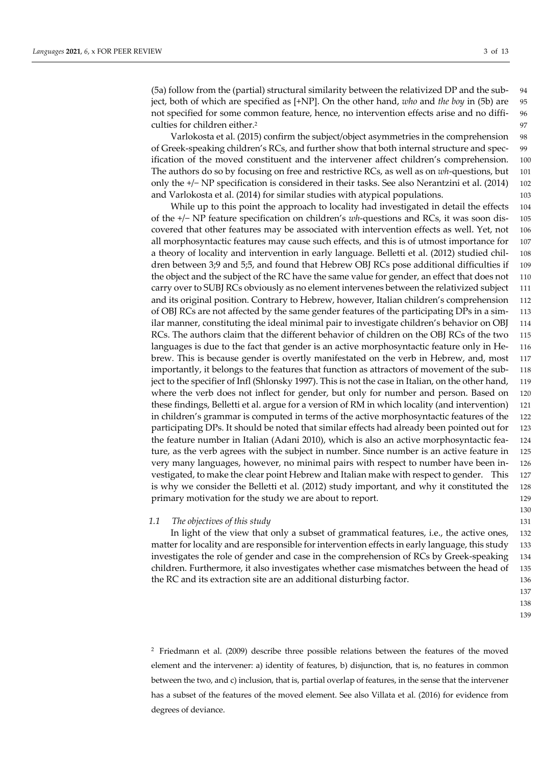(5a) follow from the (partial) structural similarity between the relativized DP and the subject, both of which are specified as [+NP]. On the other hand, *who* and *the boy* in (5b) are not specified for some common feature, hence, no intervention effects arise and no difficulties for children either.[2]

Varlokosta et al. (2015) confirm the subject/object asymmetries in the comprehension of Greek-speaking children's RCs, and further show that both internal structure and specification of the moved constituent and the intervener affect children's comprehension. The authors do so by focusing on free and restrictive RCs, as well as on *wh*-questions, but only the +/− NP specification is considered in their tasks. See also Nerantzini et al. (2014) and Varlokosta et al. (2014) for similar studies with atypical populations.

While up to this point the approach to locality had investigated in detail the effects of the +/− NP feature specification on children's *wh*-questions and RCs, it was soon discovered that other features may be associated with intervention effects as well. Yet, not all morphosyntactic features may cause such effects, and this is of utmost importance for a theory of locality and intervention in early language. Belletti et al. (2012) studied children between 3;9 and 5;5, and found that Hebrew OBJ RCs pose additional difficulties if the object and the subject of the RC have the same value for gender, an effect that does not carry over to SUBJ RCs obviously as no element intervenes between the relativized subject and its original position. Contrary to Hebrew, however, Italian children's comprehension of OBJ RCs are not affected by the same gender features of the participating DPs in a similar manner, constituting the ideal minimal pair to investigate children's behavior on OBJ RCs. The authors claim that the different behavior of children on the OBJ RCs of the two languages is due to the fact that gender is an active morphosyntactic feature only in Hebrew. This is because gender is overtly manifestated on the verb in Hebrew, and, most importantly, it belongs to the features that function as attractors of movement of the subject to the specifier of Infl (Shlonsky 1997). This is not the case in Italian, on the other hand, where the verb does not inflect for gender, but only for number and person. Based on these findings, Belletti et al. argue for a version of RM in which locality (and intervention) in children's grammar is computed in terms of the active morphosyntactic features of the participating DPs. It should be noted that similar effects had already been pointed out for the feature number in Italian (Adani 2010), which is also an active morphosyntactic feature, as the verb agrees with the subject in number. Since number is an active feature in very many languages, however, no minimal pairs with respect to number have been investigated, to make the clear point Hebrew and Italian make with respect to gender. This is why we consider the Belletti et al. (2012) study important, and why it constituted the primary motivation for the study we are about to report.

### *1.1 The objectives of this study*

In light of the view that only a subset of grammatical features, i.e., the active ones, matter for locality and are responsible for intervention effects in early language, this study investigates the role of gender and case in the comprehension of RCs by Greek-speaking children. Furthermore, it also investigates whether case mismatches between the head of the RC and its extraction site are an additional disturbing factor.

[2] Friedmann et al. (2009) describe three possible relations between the features of the moved element and the intervener: a) identity of features, b) disjunction, that is, no features in common between the two, and c) inclusion, that is, partial overlap of features, in the sense that the intervener has a subset of the features of the moved element. See also Villata et al. (2016) for evidence from degrees of deviance.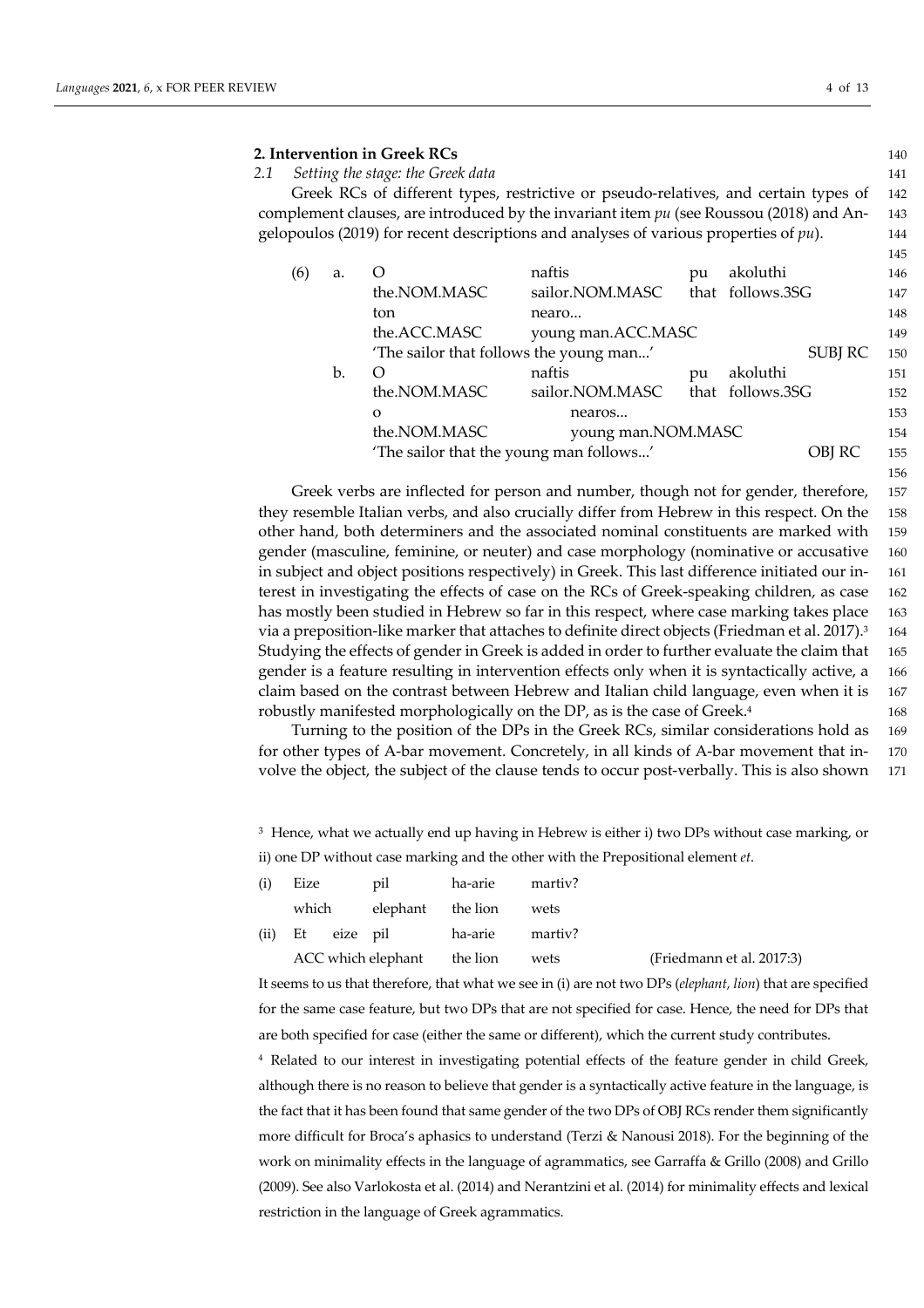## 2. Intervention in Greek RCs

### 2.1 Setting the stage: the Greek data

Greek RCs of different types, restrictive or pseudo-relatives, and certain types of complement clauses, are introduced by the invariant item *pu* (see Roussou (2018) and Angelopoulos (2019) for recent descriptions and analyses of various properties of *pu*).

(6) a.

| O | naftis | pu | akoluthi |
|---|---|---|---|
| the.NOM.MASC | sailor.NOM.MASC | that | follows.3SG |
| ton | nearo... | | |
| the.ACC.MASC | young man.ACC.MASC | | |

'The sailor that follows the young man...' SUBJ RC

b.

| O | naftis | pu | akoluthi |
|---|---|---|---|
| the.NOM.MASC | sailor.NOM.MASC | that | follows.3SG |
| o | nearos... | | |
| the.NOM.MASC | young man.NOM.MASC | | |

'The sailor that the young man follows...' OBJ RC

Greek verbs are inflected for person and number, though not for gender, therefore, they resemble Italian verbs, and also crucially differ from Hebrew in this respect. On the other hand, both determiners and the associated nominal constituents are marked with gender (masculine, feminine, or neuter) and case morphology (nominative or accusative in subject and object positions respectively) in Greek. This last difference initiated our interest in investigating the effects of case on the RCs of Greek-speaking children, as case has mostly been studied in Hebrew so far in this respect, where case marking takes place via a preposition-like marker that attaches to definite direct objects (Friedman et al. 2017).[3] Studying the effects of gender in Greek is added in order to further evaluate the claim that gender is a feature resulting in intervention effects only when it is syntactically active, a claim based on the contrast between Hebrew and Italian child language, even when it is robustly manifested morphologically on the DP, as is the case of Greek.[4]

Turning to the position of the DPs in the Greek RCs, similar considerations hold as for other types of A-bar movement. Concretely, in all kinds of A-bar movement that involve the object, the subject of the clause tends to occur post-verbally. This is also shown

[3] Hence, what we actually end up having in Hebrew is either i) two DPs without case marking, or ii) one DP without case marking and the other with the Prepositional element *et*.

(i)

| Eize | pil | ha-arie | martiv? |
|---|---|---|---|
| which | elephant | the lion | wets |

(ii)

| Et eize | pil | ha-arie | martiv? | |
|---|---|---|---|---|
| ACC which | elephant | the lion | wets | (Friedmann et al. 2017:3) |

It seems to us that therefore, that what we see in (i) are not two DPs (*elephant*, *lion*) that are specified for the same case feature, but two DPs that are not specified for case. Hence, the need for DPs that are both specified for case (either the same or different), which the current study contributes.

[4] Related to our interest in investigating potential effects of the feature gender in child Greek, although there is no reason to believe that gender is a syntactically active feature in the language, is the fact that it has been found that same gender of the two DPs of OBJ RCs render them significantly more difficult for Broca's aphasics to understand (Terzi & Nanousi 2018). For the beginning of the work on minimality effects in the language of agrammatics, see Garraffa & Grillo (2008) and Grillo (2009). See also Varlokosta et al. (2014) and Nerantzini et al. (2014) for minimality effects and lexical restriction in the language of Greek agrammatics.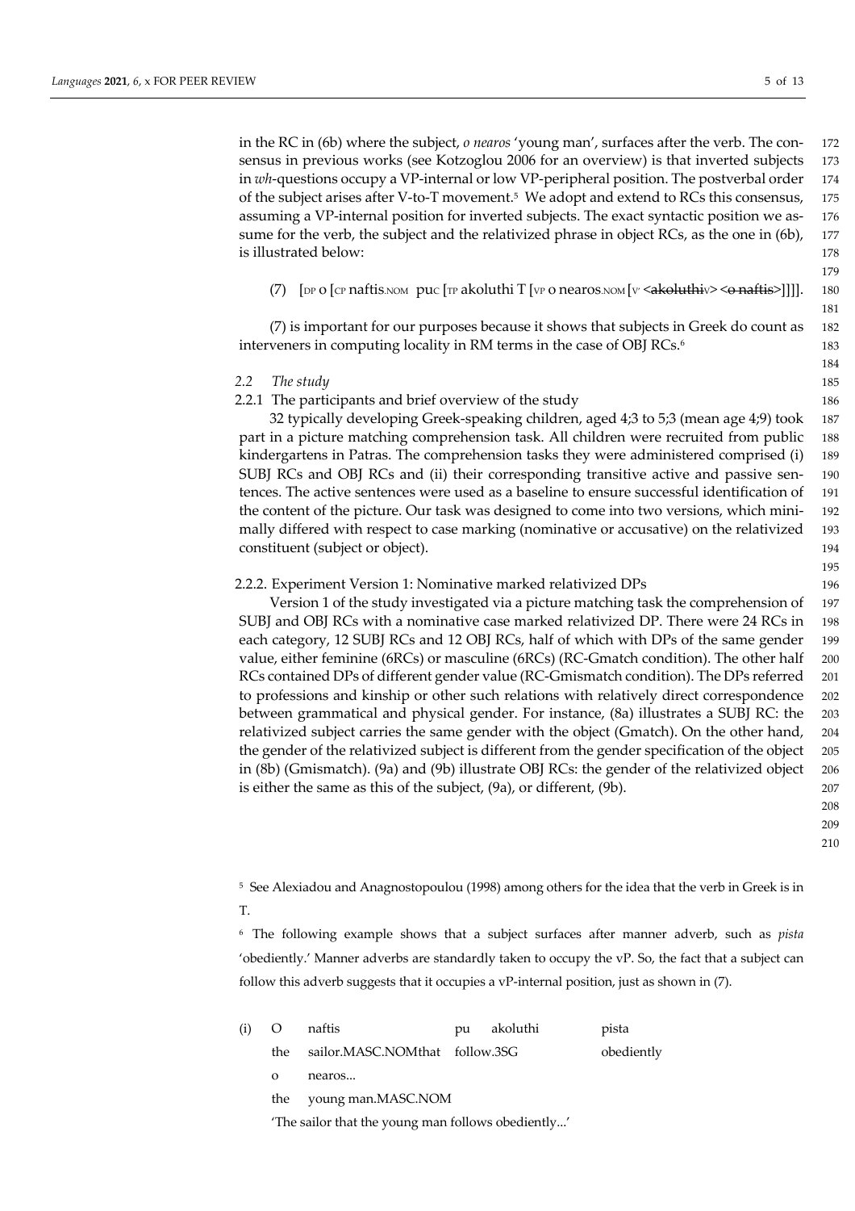in the RC in (6b) where the subject, *o nearos* 'young man', surfaces after the verb. The consensus in previous works (see Kotzoglou 2006 for an overview) is that inverted subjects in *wh*-questions occupy a VP-internal or low VP-peripheral position. The postverbal order of the subject arises after V-to-T movement.[5] We adopt and extend to RCs this consensus, assuming a VP-internal position for inverted subjects. The exact syntactic position we assume for the verb, the subject and the relativized phrase in object RCs, as the one in (6b), is illustrated below:

(7) [$_{DP}$ o [$_{CP}$ naftis$_{.NOM}$ pu$_{C}$ [$_{TP}$ akoluthi T [$_{VP}$ o nearos$_{.NOM}$ [$_{V'}$ <~~akoluthi~~$_{V}$> <~~o naftis~~>]]]].

(7) is important for our purposes because it shows that subjects in Greek do count as interveners in computing locality in RM terms in the case of OBJ RCs.[6]

### 2.2 The study

#### 2.2.1 The participants and brief overview of the study

32 typically developing Greek-speaking children, aged 4;3 to 5;3 (mean age 4;9) took part in a picture matching comprehension task. All children were recruited from public kindergartens in Patras. The comprehension tasks they were administered comprised (i) SUBJ RCs and OBJ RCs and (ii) their corresponding transitive active and passive sentences. The active sentences were used as a baseline to ensure successful identification of the content of the picture. Our task was designed to come into two versions, which minimally differed with respect to case marking (nominative or accusative) on the relativized constituent (subject or object).

#### 2.2.2. Experiment Version 1: Nominative marked relativized DPs

Version 1 of the study investigated via a picture matching task the comprehension of SUBJ and OBJ RCs with a nominative case marked relativized DP. There were 24 RCs in each category, 12 SUBJ RCs and 12 OBJ RCs, half of which with DPs of the same gender value, either feminine (6RCs) or masculine (6RCs) (RC-Gmatch condition). The other half RCs contained DPs of different gender value (RC-Gmismatch condition). The DPs referred to professions and kinship or other such relations with relatively direct correspondence between grammatical and physical gender. For instance, (8a) illustrates a SUBJ RC: the relativized subject carries the same gender with the object (Gmatch). On the other hand, the gender of the relativized subject is different from the gender specification of the object in (8b) (Gmismatch). (9a) and (9b) illustrate OBJ RCs: the gender of the relativized object is either the same as this of the subject, (9a), or different, (9b).

---

[5] See Alexiadou and Anagnostopoulou (1998) among others for the idea that the verb in Greek is in T.

[6] The following example shows that a subject surfaces after manner adverb, such as *pista* 'obediently.' Manner adverbs are standardly taken to occupy the vP. So, the fact that a subject can follow this adverb suggests that it occupies a vP-internal position, just as shown in (7).

(i) O naftis pu akoluthi pista
 the sailor.MASC.NOM that follow.3SG obediently
 o nearos...
 the young man.MASC.NOM
 'The sailor that the young man follows obediently...'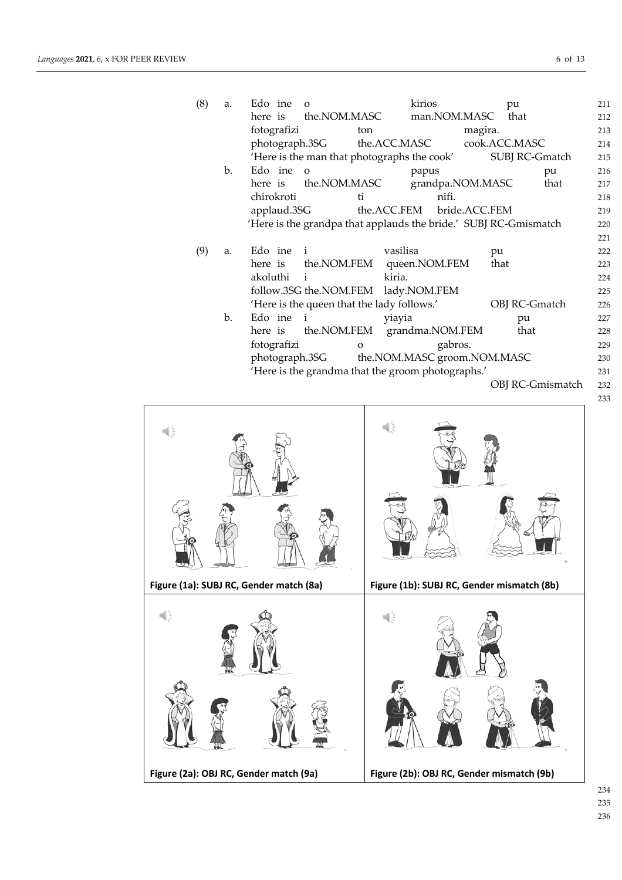(8) a. Edo ine o kirios pu
here is the.NOM.MASC man.NOM.MASC that
fotografizi ton magira.
photograph.3SG the.ACC.MASC cook.ACC.MASC
'Here is the man that photographs the cook' SUBJ RC-Gmatch

b. Edo ine o papus pu
here is the.NOM.MASC grandpa.NOM.MASC that
chirokroti ti nifi.
applaud.3SG the.ACC.FEM bride.ACC.FEM
'Here is the grandpa that applauds the bride.' SUBJ RC-Gmismatch

(9) a. Edo ine i vasilisa pu
here is the.NOM.FEM queen.NOM.FEM that
akoluthi i kiria.
follow.3SG the.NOM.FEM lady.NOM.FEM
'Here is the queen that the lady follows.' OBJ RC-Gmatch

b. Edo ine i yiayia pu
here is the.NOM.FEM grandma.NOM.FEM that
fotografizi o gabros.
photograph.3SG the.NOM.MASC groom.NOM.MASC
'Here is the grandma that the groom photographs.'
OBJ RC-Gmismatch

**Figure (1a): SUBJ RC, Gender match (8a)**

**Figure (1b): SUBJ RC, Gender mismatch (8b)**

**Figure (2a): OBJ RC, Gender match (9a)**

**Figure (2b): OBJ RC, Gender mismatch (9b)**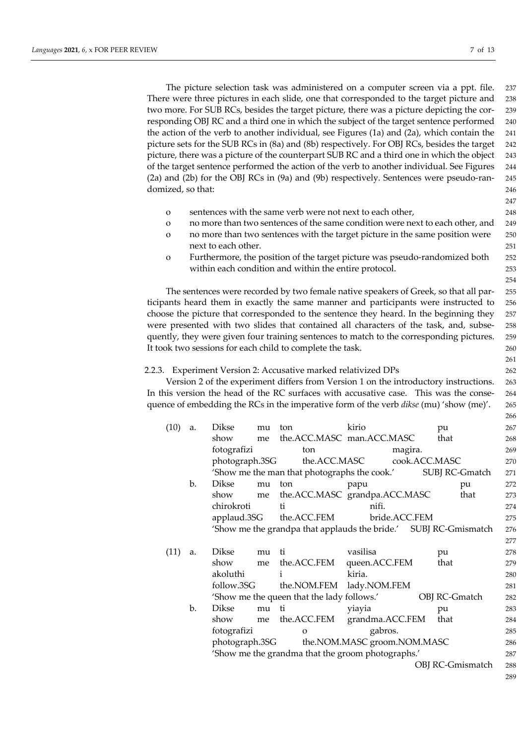The picture selection task was administered on a computer screen via a ppt. file. There were three pictures in each slide, one that corresponded to the target picture and two more. For SUB RCs, besides the target picture, there was a picture depicting the corresponding OBJ RC and a third one in which the subject of the target sentence performed the action of the verb to another individual, see Figures (1a) and (2a), which contain the picture sets for the SUB RCs in (8a) and (8b) respectively. For OBJ RCs, besides the target picture, there was a picture of the counterpart SUB RC and a third one in which the object of the target sentence performed the action of the verb to another individual. See Figures (2a) and (2b) for the OBJ RCs in (9a) and (9b) respectively. Sentences were pseudo-randomized, so that:

- sentences with the same verb were not next to each other,
- no more than two sentences of the same condition were next to each other, and
- no more than two sentences with the target picture in the same position were next to each other.
- Furthermore, the position of the target picture was pseudo-randomized both within each condition and within the entire protocol.

The sentences were recorded by two female native speakers of Greek, so that all participants heard them in exactly the same manner and participants were instructed to choose the picture that corresponded to the sentence they heard. In the beginning they were presented with two slides that contained all characters of the task, and, subsequently, they were given four training sentences to match to the corresponding pictures. It took two sessions for each child to complete the task.

### 2.2.3. Experiment Version 2: Accusative marked relativized DPs

Version 2 of the experiment differs from Version 1 on the introductory instructions. In this version the head of the RC surfaces with accusative case. This was the consequence of embedding the RCs in the imperative form of the verb *dikse* (mu) 'show (me)'.

(10) a. Dikse mu ton kirio pu
show me the.ACC.MASC man.ACC.MASC that
fotografizi ton magira.
photograph.3SG the.ACC.MASC cook.ACC.MASC
'Show me the man that photographs the cook.' SUBJ RC-Gmatch

b. Dikse mu ton papu pu
show me the.ACC.MASC grandpa.ACC.MASC that
chirokroti ti nifi.
applaud.3SG the.ACC.FEM bride.ACC.FEM
'Show me the grandpa that applauds the bride.' SUBJ RC-Gmismatch

(11) a. Dikse mu ti vasilisa pu
show me the.ACC.FEM queen.ACC.FEM that
akoluthi i kiria.
follow.3SG the.NOM.FEM lady.NOM.FEM
'Show me the queen that the lady follows.' OBJ RC-Gmatch

b. Dikse mu ti yiayia pu
show me the.ACC.FEM grandma.ACC.FEM that
fotografizi o gabros.
photograph.3SG the.NOM.MASC groom.NOM.MASC
'Show me the grandma that the groom photographs.'
OBJ RC-Gmismatch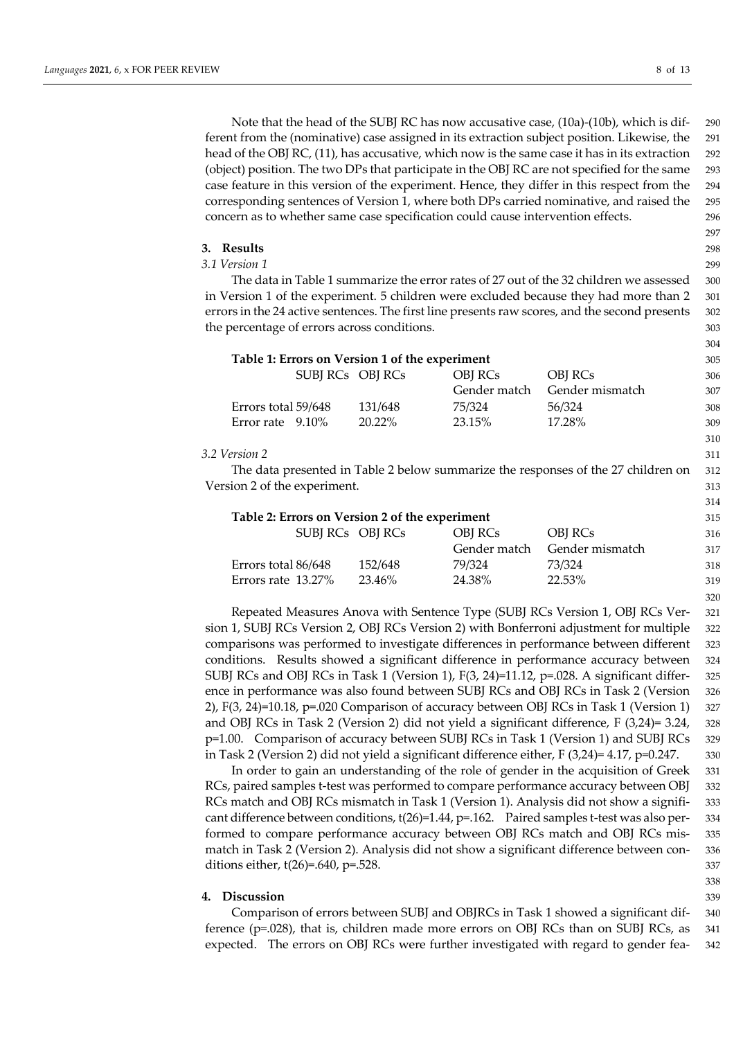Note that the head of the SUBJ RC has now accusative case, (10a)-(10b), which is different from the (nominative) case assigned in its extraction subject position. Likewise, the head of the OBJ RC, (11), has accusative, which now is the same case it has in its extraction (object) position. The two DPs that participate in the OBJ RC are not specified for the same case feature in this version of the experiment. Hence, they differ in this respect from the corresponding sentences of Version 1, where both DPs carried nominative, and raised the concern as to whether same case specification could cause intervention effects.

## 3. Results

### *3.1 Version 1*

The data in Table 1 summarize the error rates of 27 out of the 32 children we assessed in Version 1 of the experiment. 5 children were excluded because they had more than 2 errors in the 24 active sentences. The first line presents raw scores, and the second presents the percentage of errors across conditions.

**Table 1: Errors on Version 1 of the experiment**

| | SUBJ RCs | OBJ RCs | OBJ RCs Gender match | OBJ RCs Gender mismatch |
|---|---|---|---|---|
| Errors total | 59/648 | 131/648 | 75/324 | 56/324 |
| Error rate | 9.10% | 20.22% | 23.15% | 17.28% |

### *3.2 Version 2*

The data presented in Table 2 below summarize the responses of the 27 children on Version 2 of the experiment.

**Table 2: Errors on Version 2 of the experiment**

| | SUBJ RCs | OBJ RCs | OBJ RCs Gender match | OBJ RCs Gender mismatch |
|---|---|---|---|---|
| Errors total | 86/648 | 152/648 | 79/324 | 73/324 |
| Errors rate | 13.27% | 23.46% | 24.38% | 22.53% |

Repeated Measures Anova with Sentence Type (SUBJ RCs Version 1, OBJ RCs Version 1, SUBJ RCs Version 2, OBJ RCs Version 2) with Bonferroni adjustment for multiple comparisons was performed to investigate differences in performance between different conditions. Results showed a significant difference in performance accuracy between SUBJ RCs and OBJ RCs in Task 1 (Version 1), $F(3, 24)=11.12$, $p=.028$. A significant difference in performance was also found between SUBJ RCs and OBJ RCs in Task 2 (Version 2), $F(3, 24)=10.18$, $p=.020$ Comparison of accuracy between OBJ RCs in Task 1 (Version 1) and OBJ RCs in Task 2 (Version 2) did not yield a significant difference, $F(3,24)= 3.24$, $p=1.00$. Comparison of accuracy between SUBJ RCs in Task 1 (Version 1) and SUBJ RCs in Task 2 (Version 2) did not yield a significant difference either, $F(3,24)= 4.17$, $p=0.247$.

In order to gain an understanding of the role of gender in the acquisition of Greek RCs, paired samples t-test was performed to compare performance accuracy between OBJ RCs match and OBJ RCs mismatch in Task 1 (Version 1). Analysis did not show a significant difference between conditions, $t(26)=1.44$, $p=.162$. Paired samples t-test was also performed to compare performance accuracy between OBJ RCs match and OBJ RCs mismatch in Task 2 (Version 2). Analysis did not show a significant difference between conditions either, $t(26)=.640$, $p=.528$.

## 4. Discussion

Comparison of errors between SUBJ and OBJRCs in Task 1 showed a significant difference ($p=.028$), that is, children made more errors on OBJ RCs than on SUBJ RCs, as expected. The errors on OBJ RCs were further investigated with regard to gender fea-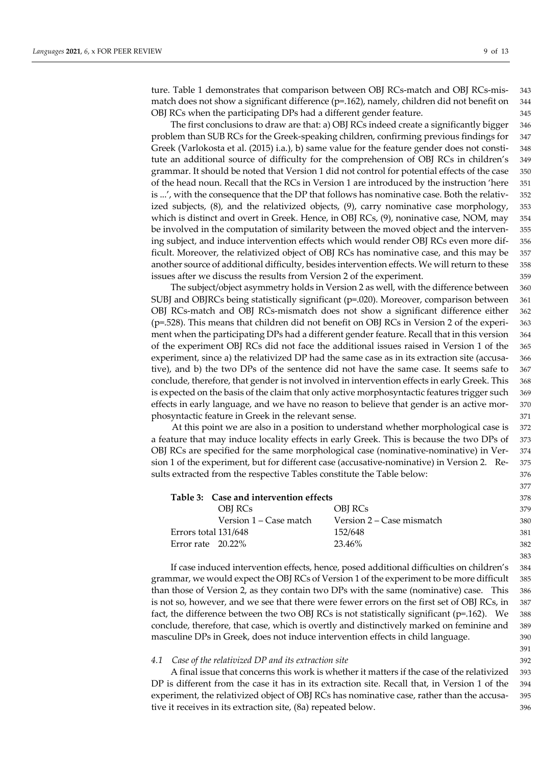ture. Table 1 demonstrates that comparison between OBJ RCs-match and OBJ RCs-mismatch does not show a significant difference (p=.162), namely, children did not benefit on OBJ RCs when the participating DPs had a different gender feature.

The first conclusions to draw are that: a) OBJ RCs indeed create a significantly bigger problem than SUB RCs for the Greek-speaking children, confirming previous findings for Greek (Varlokosta et al. (2015) i.a.), b) same value for the feature gender does not constitute an additional source of difficulty for the comprehension of OBJ RCs in children's grammar. It should be noted that Version 1 did not control for potential effects of the case of the head noun. Recall that the RCs in Version 1 are introduced by the instruction 'here is ...', with the consequence that the DP that follows has nominative case. Both the relativized subjects, (8), and the relativized objects, (9), carry nominative case morphology, which is distinct and overt in Greek. Hence, in OBJ RCs, (9), noninative case, NOM, may be involved in the computation of similarity between the moved object and the intervening subject, and induce intervention effects which would render OBJ RCs even more difficult. Moreover, the relativized object of OBJ RCs has nominative case, and this may be another source of additional difficulty, besides intervention effects. We will return to these issues after we discuss the results from Version 2 of the experiment.

The subject/object asymmetry holds in Version 2 as well, with the difference between SUBJ and OBJRCs being statistically significant (p=.020). Moreover, comparison between OBJ RCs-match and OBJ RCs-mismatch does not show a significant difference either (p=.528). This means that children did not benefit on OBJ RCs in Version 2 of the experiment when the participating DPs had a different gender feature. Recall that in this version of the experiment OBJ RCs did not face the additional issues raised in Version 1 of the experiment, since a) the relativized DP had the same case as in its extraction site (accusative), and b) the two DPs of the sentence did not have the same case. It seems safe to conclude, therefore, that gender is not involved in intervention effects in early Greek. This is expected on the basis of the claim that only active morphosyntactic features trigger such effects in early language, and we have no reason to believe that gender is an active morphosyntactic feature in Greek in the relevant sense.

At this point we are also in a position to understand whether morphological case is a feature that may induce locality effects in early Greek. This is because the two DPs of OBJ RCs are specified for the same morphological case (nominative-nominative) in Version 1 of the experiment, but for different case (accusative-nominative) in Version 2. Results extracted from the respective Tables constitute the Table below:

**Table 3: Case and intervention effects**

| | OBJ RCs<br>Version 1 – Case match | OBJ RCs<br>Version 2 – Case mismatch |
|---|---|---|
| Errors total | 131/648 | 152/648 |
| Error rate | 20.22% | 23.46% |

If case induced intervention effects, hence, posed additional difficulties on children's grammar, we would expect the OBJ RCs of Version 1 of the experiment to be more difficult than those of Version 2, as they contain two DPs with the same (nominative) case. This is not so, however, and we see that there were fewer errors on the first set of OBJ RCs, in fact, the difference between the two OBJ RCs is not statistically significant (p=.162). We conclude, therefore, that case, which is overtly and distinctively marked on feminine and masculine DPs in Greek, does not induce intervention effects in child language.

### *4.1 Case of the relativized DP and its extraction site*

A final issue that concerns this work is whether it matters if the case of the relativized DP is different from the case it has in its extraction site. Recall that, in Version 1 of the experiment, the relativized object of OBJ RCs has nominative case, rather than the accusative it receives in its extraction site, (8a) repeated below.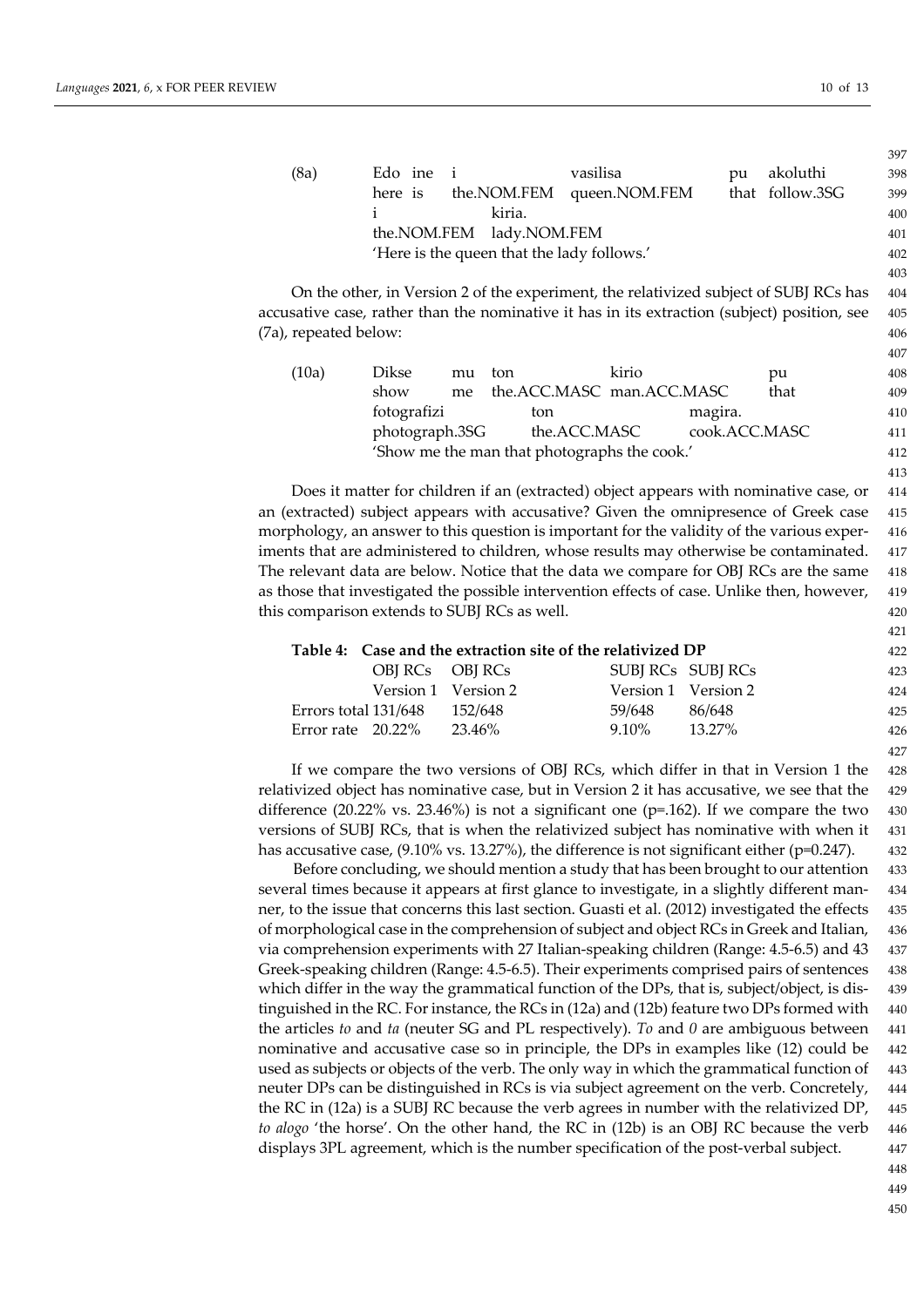(8a) Edo ine i vasilisa pu akoluthi
here is the.NOM.FEM queen.NOM.FEM that follow.3SG
i kiria.
the.NOM.FEM lady.NOM.FEM
'Here is the queen that the lady follows.'

On the other, in Version 2 of the experiment, the relativized subject of SUBJ RCs has accusative case, rather than the nominative it has in its extraction (subject) position, see (7a), repeated below:

(10a) Dikse mu ton kirio pu
show me the.ACC.MASC man.ACC.MASC that
fotografizi ton magira.
photograph.3SG the.ACC.MASC cook.ACC.MASC
'Show me the man that photographs the cook.'

Does it matter for children if an (extracted) object appears with nominative case, or an (extracted) subject appears with accusative? Given the omnipresence of Greek case morphology, an answer to this question is important for the validity of the various experiments that are administered to children, whose results may otherwise be contaminated. The relevant data are below. Notice that the data we compare for OBJ RCs are the same as those that investigated the possible intervention effects of case. Unlike then, however, this comparison extends to SUBJ RCs as well.

**Table 4: Case and the extraction site of the relativized DP**

| | OBJ RCs Version 1 | OBJ RCs Version 2 | SUBJ RCs Version 1 | SUBJ RCs Version 2 |
|---|---|---|---|---|
| Errors total | 131/648 | 152/648 | 59/648 | 86/648 |
| Error rate | 20.22% | 23.46% | 9.10% | 13.27% |

If we compare the two versions of OBJ RCs, which differ in that in Version 1 the relativized object has nominative case, but in Version 2 it has accusative, we see that the difference (20.22% vs. 23.46%) is not a significant one (p=.162). If we compare the two versions of SUBJ RCs, that is when the relativized subject has nominative with when it has accusative case, (9.10% vs. 13.27%), the difference is not significant either (p=0.247).

Before concluding, we should mention a study that has been brought to our attention several times because it appears at first glance to investigate, in a slightly different manner, to the issue that concerns this last section. Guasti et al. (2012) investigated the effects of morphological case in the comprehension of subject and object RCs in Greek and Italian, via comprehension experiments with 27 Italian-speaking children (Range: 4.5-6.5) and 43 Greek-speaking children (Range: 4.5-6.5). Their experiments comprised pairs of sentences which differ in the way the grammatical function of the DPs, that is, subject/object, is distinguished in the RC. For instance, the RCs in (12a) and (12b) feature two DPs formed with the articles *to* and *ta* (neuter SG and PL respectively). *To* and *0* are ambiguous between nominative and accusative case so in principle, the DPs in examples like (12) could be used as subjects or objects of the verb. The only way in which the grammatical function of neuter DPs can be distinguished in RCs is via subject agreement on the verb. Concretely, the RC in (12a) is a SUBJ RC because the verb agrees in number with the relativized DP, *to alogo* 'the horse'. On the other hand, the RC in (12b) is an OBJ RC because the verb displays 3PL agreement, which is the number specification of the post-verbal subject.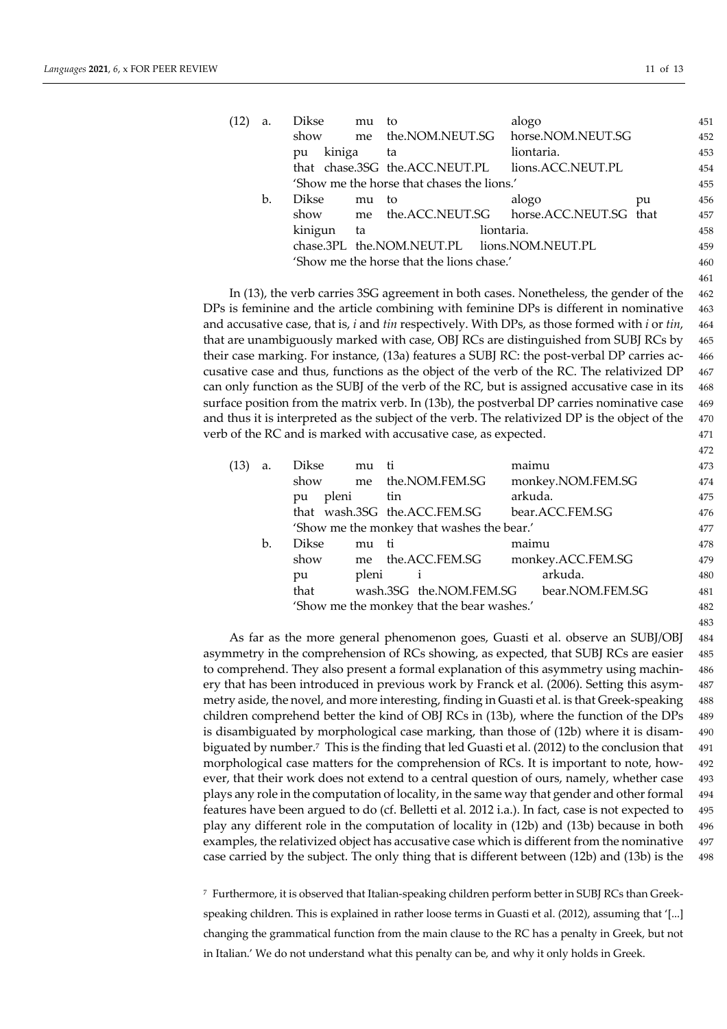(12) a. Dikse mu to alogo
show me the.NOM.NEUT.SG horse.NOM.NEUT.SG
pu kiniga ta liontaria.
that chase.3SG the.ACC.NEUT.PL lions.ACC.NEUT.PL
'Show me the horse that chases the lions.'

b. Dikse mu to alogo pu
show me the.ACC.NEUT.SG horse.ACC.NEUT.SG that
kinigun ta liontaria.
chase.3PL the.NOM.NEUT.PL lions.NOM.NEUT.PL
'Show me the horse that the lions chase.'

In (13), the verb carries 3SG agreement in both cases. Nonetheless, the gender of the DPs is feminine and the article combining with feminine DPs is different in nominative and accusative case, that is, *i* and *tin* respectively. With DPs, as those formed with *i* or *tin*, that are unambiguously marked with case, OBJ RCs are distinguished from SUBJ RCs by their case marking. For instance, (13a) features a SUBJ RC: the post-verbal DP carries accusative case and thus, functions as the object of the verb of the RC. The relativized DP can only function as the SUBJ of the verb of the RC, but is assigned accusative case in its surface position from the matrix verb. In (13b), the postverbal DP carries nominative case and thus it is interpreted as the subject of the verb. The relativized DP is the object of the verb of the RC and is marked with accusative case, as expected.

(13) a. Dikse mu ti maimu
show me the.NOM.FEM.SG monkey.NOM.FEM.SG
pu pleni tin arkuda.
that wash.3SG the.ACC.FEM.SG bear.ACC.FEM.SG
'Show me the monkey that washes the bear.'

b. Dikse mu ti maimu
show me the.ACC.FEM.SG monkey.ACC.FEM.SG
pu pleni i arkuda.
that wash.3SG the.NOM.FEM.SG bear.NOM.FEM.SG
'Show me the monkey that the bear washes.'

As far as the more general phenomenon goes, Guasti et al. observe an SUBJ/OBJ asymmetry in the comprehension of RCs showing, as expected, that SUBJ RCs are easier to comprehend. They also present a formal explanation of this asymmetry using machinery that has been introduced in previous work by Franck et al. (2006). Setting this asymmetry aside, the novel, and more interesting, finding in Guasti et al. is that Greek-speaking children comprehend better the kind of OBJ RCs in (13b), where the function of the DPs is disambiguated by morphological case marking, than those of (12b) where it is disambiguated by number.[7] This is the finding that led Guasti et al. (2012) to the conclusion that morphological case matters for the comprehension of RCs. It is important to note, however, that their work does not extend to a central question of ours, namely, whether case plays any role in the computation of locality, in the same way that gender and other formal features have been argued to do (cf. Belletti et al. 2012 i.a.). In fact, case is not expected to play any different role in the computation of locality in (12b) and (13b) because in both examples, the relativized object has accusative case which is different from the nominative case carried by the subject. The only thing that is different between (12b) and (13b) is the

[7] Furthermore, it is observed that Italian-speaking children perform better in SUBJ RCs than Greek-speaking children. This is explained in rather loose terms in Guasti et al. (2012), assuming that '[...] changing the grammatical function from the main clause to the RC has a penalty in Greek, but not in Italian.' We do not understand what this penalty can be, and why it only holds in Greek.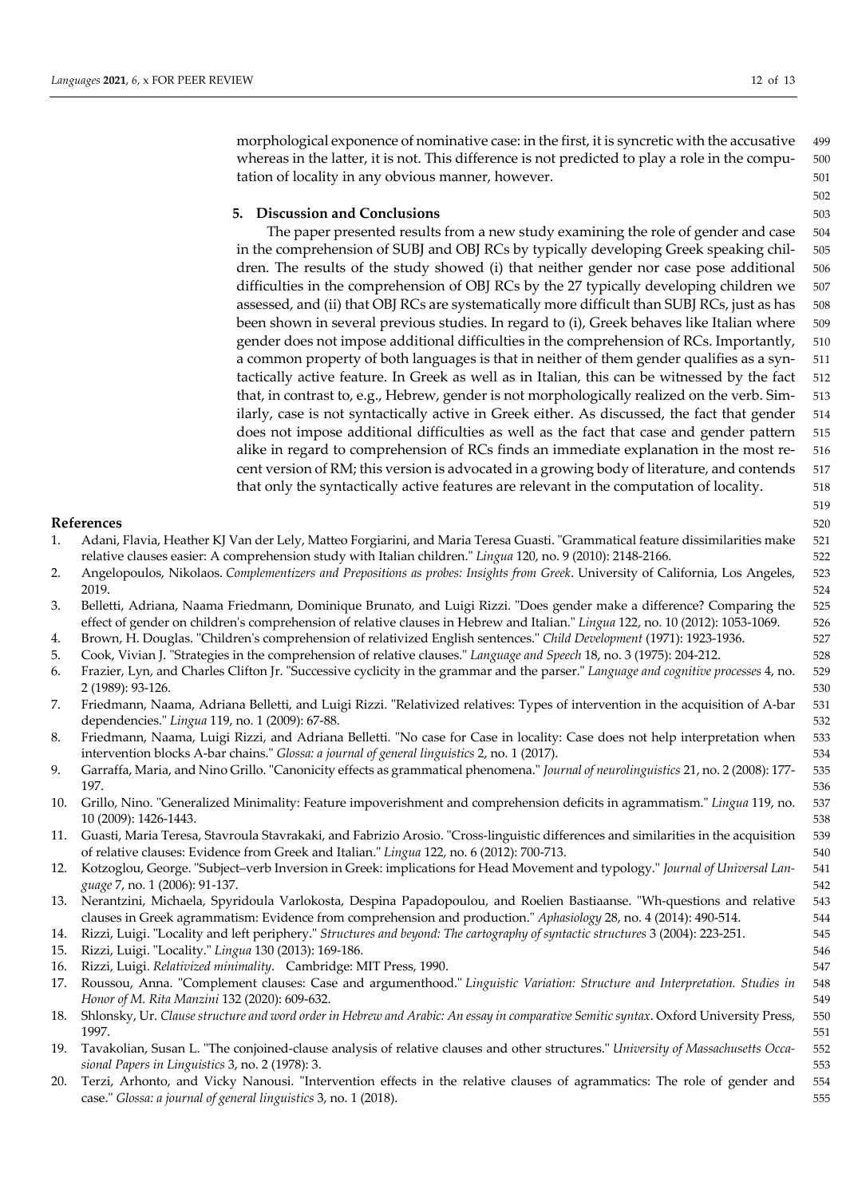morphological exponence of nominative case: in the first, it is syncretic with the accusative whereas in the latter, it is not. This difference is not predicted to play a role in the computation of locality in any obvious manner, however.

## 5. Discussion and Conclusions

The paper presented results from a new study examining the role of gender and case in the comprehension of SUBJ and OBJ RCs by typically developing Greek speaking children. The results of the study showed (i) that neither gender nor case pose additional difficulties in the comprehension of OBJ RCs by the 27 typically developing children we assessed, and (ii) that OBJ RCs are systematically more difficult than SUBJ RCs, just as has been shown in several previous studies. In regard to (i), Greek behaves like Italian where gender does not impose additional difficulties in the comprehension of RCs. Importantly, a common property of both languages is that in neither of them gender qualifies as a syntactically active feature. In Greek as well as in Italian, this can be witnessed by the fact that, in contrast to, e.g., Hebrew, gender is not morphologically realized on the verb. Similarly, case is not syntactically active in Greek either. As discussed, the fact that gender does not impose additional difficulties as well as the fact that case and gender pattern alike in regard to comprehension of RCs finds an immediate explanation in the most recent version of RM; this version is advocated in a growing body of literature, and contends that only the syntactically active features are relevant in the computation of locality.

## References

1. Adani, Flavia, Heather KJ Van der Lely, Matteo Forgiarini, and Maria Teresa Guasti. "Grammatical feature dissimilarities make relative clauses easier: A comprehension study with Italian children." *Lingua* 120, no. 9 (2010): 2148-2166.
2. Angelopoulos, Nikolaos. *Complementizers and Prepositions as probes: Insights from Greek*. University of California, Los Angeles, 2019.
3. Belletti, Adriana, Naama Friedmann, Dominique Brunato, and Luigi Rizzi. "Does gender make a difference? Comparing the effect of gender on children's comprehension of relative clauses in Hebrew and Italian." *Lingua* 122, no. 10 (2012): 1053-1069.
4. Brown, H. Douglas. "Children's comprehension of relativized English sentences." *Child Development* (1971): 1923-1936.
5. Cook, Vivian J. "Strategies in the comprehension of relative clauses." *Language and Speech* 18, no. 3 (1975): 204-212.
6. Frazier, Lyn, and Charles Clifton Jr. "Successive cyclicity in the grammar and the parser." *Language and cognitive processes* 4, no. 2 (1989): 93-126.
7. Friedmann, Naama, Adriana Belletti, and Luigi Rizzi. "Relativized relatives: Types of intervention in the acquisition of A-bar dependencies." *Lingua* 119, no. 1 (2009): 67-88.
8. Friedmann, Naama, Luigi Rizzi, and Adriana Belletti. "No case for Case in locality: Case does not help interpretation when intervention blocks A-bar chains." *Glossa: a journal of general linguistics* 2, no. 1 (2017).
9. Garraffa, Maria, and Nino Grillo. "Canonicity effects as grammatical phenomena." *Journal of neurolinguistics* 21, no. 2 (2008): 177-197.
10. Grillo, Nino. "Generalized Minimality: Feature impoverishment and comprehension deficits in agrammatism." *Lingua* 119, no. 10 (2009): 1426-1443.
11. Guasti, Maria Teresa, Stavroula Stavrakaki, and Fabrizio Arosio. "Cross-linguistic differences and similarities in the acquisition of relative clauses: Evidence from Greek and Italian." *Lingua* 122, no. 6 (2012): 700-713.
12. Kotzoglou, George. "Subject–verb Inversion in Greek: implications for Head Movement and typology." *Journal of Universal Language* 7, no. 1 (2006): 91-137.
13. Nerantzini, Michaela, Spyridoula Varlokosta, Despina Papadopoulou, and Roelien Bastiaanse. "Wh-questions and relative clauses in Greek agrammatism: Evidence from comprehension and production." *Aphasiology* 28, no. 4 (2014): 490-514.
14. Rizzi, Luigi. "Locality and left periphery." *Structures and beyond: The cartography of syntactic structures* 3 (2004): 223-251.
15. Rizzi, Luigi. "Locality." *Lingua* 130 (2013): 169-186.
16. Rizzi, Luigi. *Relativized minimality*. Cambridge: MIT Press, 1990.
17. Roussou, Anna. "Complement clauses: Case and argumenthood." *Linguistic Variation: Structure and Interpretation. Studies in Honor of M. Rita Manzini* 132 (2020): 609-632.
18. Shlonsky, Ur. *Clause structure and word order in Hebrew and Arabic: An essay in comparative Semitic syntax*. Oxford University Press, 1997.
19. Tavakolian, Susan L. "The conjoined-clause analysis of relative clauses and other structures." *University of Massachusetts Occasional Papers in Linguistics* 3, no. 2 (1978): 3.
20. Terzi, Arhonto, and Vicky Nanousi. "Intervention effects in the relative clauses of agrammatics: The role of gender and case." *Glossa: a journal of general linguistics* 3, no. 1 (2018).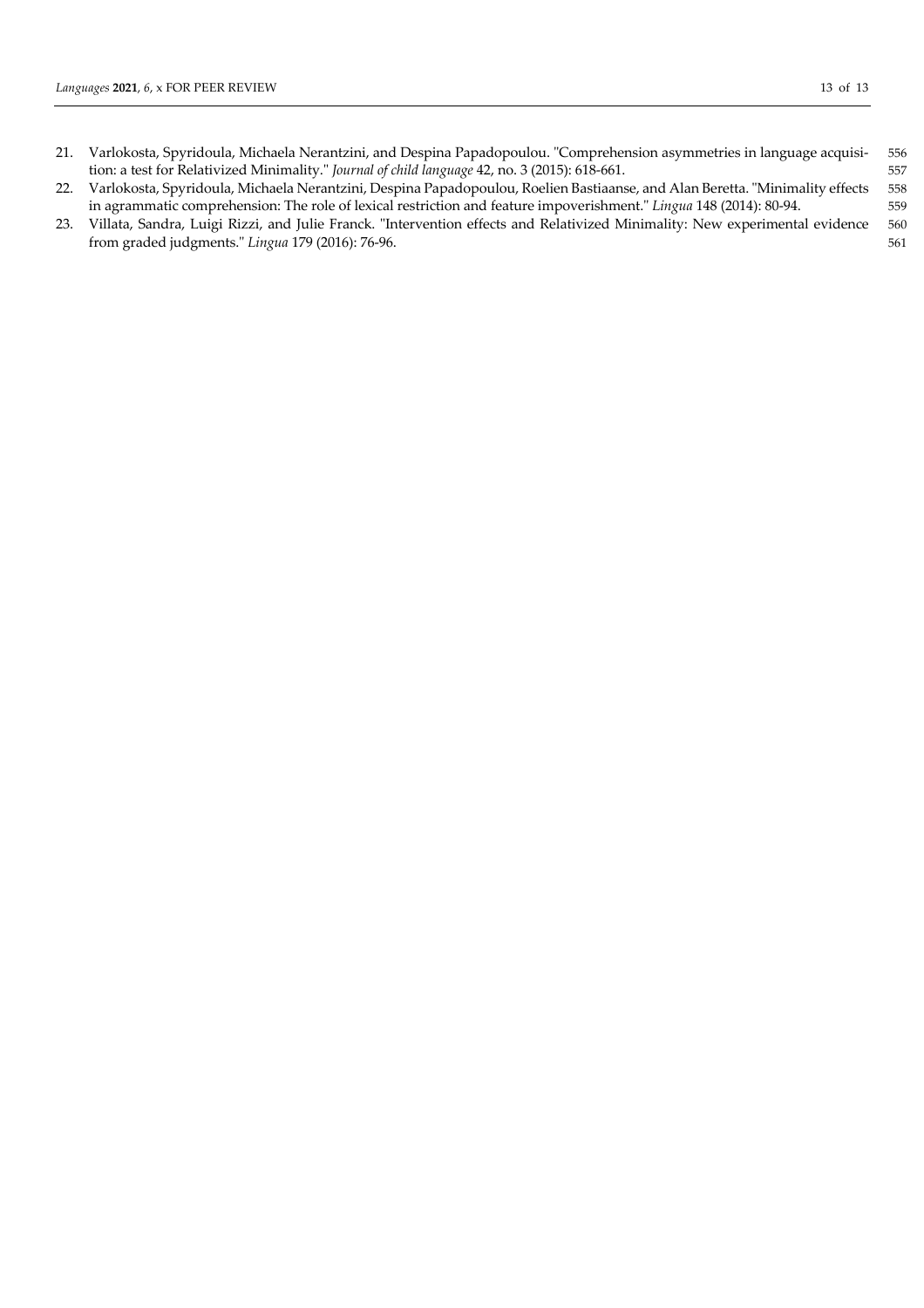21. Varlokosta, Spyridoula, Michaela Nerantzini, and Despina Papadopoulou. "Comprehension asymmetries in language acquisition: a test for Relativized Minimality." *Journal of child language* 42, no. 3 (2015): 618-661.
22. Varlokosta, Spyridoula, Michaela Nerantzini, Despina Papadopoulou, Roelien Bastiaanse, and Alan Beretta. "Minimality effects in agrammatic comprehension: The role of lexical restriction and feature impoverishment." *Lingua* 148 (2014): 80-94.
23. Villata, Sandra, Luigi Rizzi, and Julie Franck. "Intervention effects and Relativized Minimality: New experimental evidence from graded judgments." *Lingua* 179 (2016): 76-96.